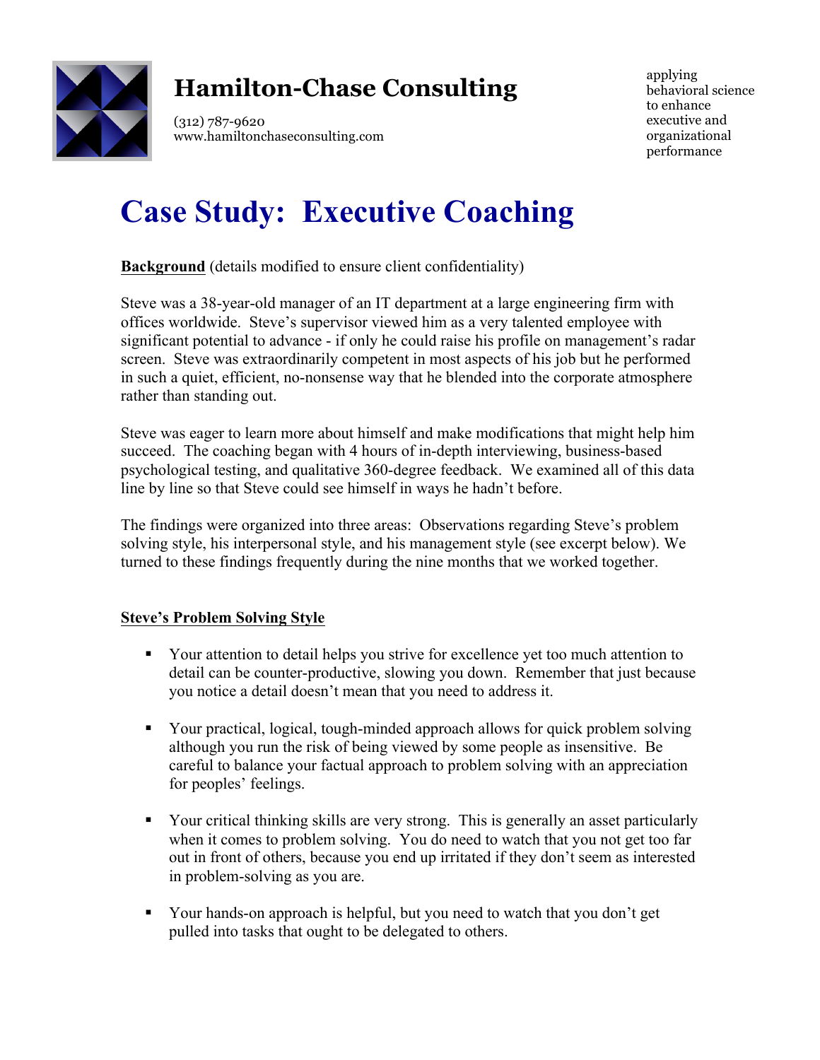# Hamilton-Chase Consulting

(312) 787-9620
www.hamiltonchaseconsulting.com

applying behavioral science to enhance executive and organizational performance

# Case Study: Executive Coaching

**Background** (details modified to ensure client confidentiality)

Steve was a 38-year-old manager of an IT department at a large engineering firm with offices worldwide. Steve's supervisor viewed him as a very talented employee with significant potential to advance - if only he could raise his profile on management's radar screen. Steve was extraordinarily competent in most aspects of his job but he performed in such a quiet, efficient, no-nonsense way that he blended into the corporate atmosphere rather than standing out.

Steve was eager to learn more about himself and make modifications that might help him succeed. The coaching began with 4 hours of in-depth interviewing, business-based psychological testing, and qualitative 360-degree feedback. We examined all of this data line by line so that Steve could see himself in ways he hadn't before.

The findings were organized into three areas: Observations regarding Steve's problem solving style, his interpersonal style, and his management style (see excerpt below). We turned to these findings frequently during the nine months that we worked together.

**Steve's Problem Solving Style**

- Your attention to detail helps you strive for excellence yet too much attention to detail can be counter-productive, slowing you down. Remember that just because you notice a detail doesn't mean that you need to address it.

- Your practical, logical, tough-minded approach allows for quick problem solving although you run the risk of being viewed by some people as insensitive. Be careful to balance your factual approach to problem solving with an appreciation for peoples' feelings.

- Your critical thinking skills are very strong. This is generally an asset particularly when it comes to problem solving. You do need to watch that you not get too far out in front of others, because you end up irritated if they don't seem as interested in problem-solving as you are.

- Your hands-on approach is helpful, but you need to watch that you don't get pulled into tasks that ought to be delegated to others.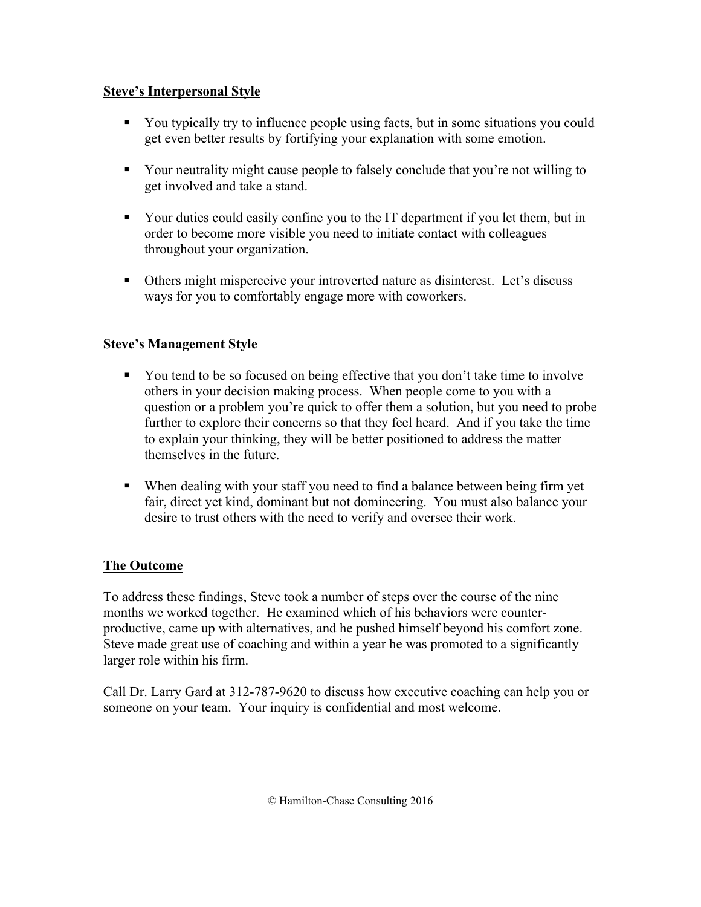## Steve's Interpersonal Style

- You typically try to influence people using facts, but in some situations you could get even better results by fortifying your explanation with some emotion.
- Your neutrality might cause people to falsely conclude that you're not willing to get involved and take a stand.
- Your duties could easily confine you to the IT department if you let them, but in order to become more visible you need to initiate contact with colleagues throughout your organization.
- Others might misperceive your introverted nature as disinterest. Let's discuss ways for you to comfortably engage more with coworkers.

## Steve's Management Style

- You tend to be so focused on being effective that you don't take time to involve others in your decision making process. When people come to you with a question or a problem you're quick to offer them a solution, but you need to probe further to explore their concerns so that they feel heard. And if you take the time to explain your thinking, they will be better positioned to address the matter themselves in the future.
- When dealing with your staff you need to find a balance between being firm yet fair, direct yet kind, dominant but not domineering. You must also balance your desire to trust others with the need to verify and oversee their work.

## The Outcome

To address these findings, Steve took a number of steps over the course of the nine months we worked together. He examined which of his behaviors were counter-productive, came up with alternatives, and he pushed himself beyond his comfort zone. Steve made great use of coaching and within a year he was promoted to a significantly larger role within his firm.

Call Dr. Larry Gard at 312-787-9620 to discuss how executive coaching can help you or someone on your team. Your inquiry is confidential and most welcome.

© Hamilton-Chase Consulting 2016